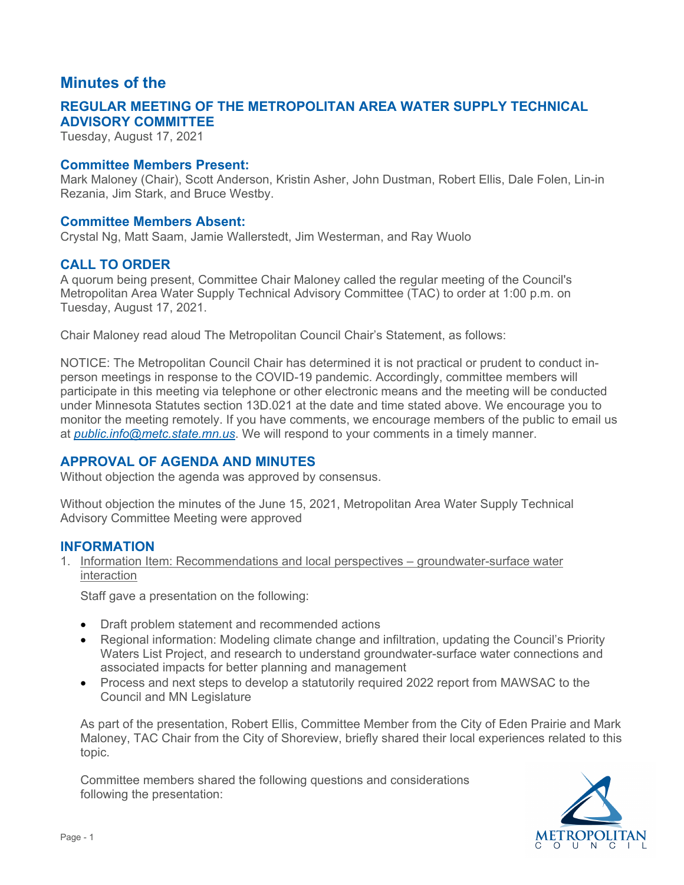# Minutes of the

## REGULAR MEETING OF THE METROPOLITAN AREA WATER SUPPLY TECHNICAL ADVISORY COMMITTEE

Tuesday, August 17, 2021

### Committee Members Present:

Mark Maloney (Chair), Scott Anderson, Kristin Asher, John Dustman, Robert Ellis, Dale Folen, Lin-in Rezania, Jim Stark, and Bruce Westby.

### Committee Members Absent:

Crystal Ng, Matt Saam, Jamie Wallerstedt, Jim Westerman, and Ray Wuolo

## CALL TO ORDER

A quorum being present, Committee Chair Maloney called the regular meeting of the Council's Metropolitan Area Water Supply Technical Advisory Committee (TAC) to order at 1:00 p.m. on Tuesday, August 17, 2021.

Chair Maloney read aloud The Metropolitan Council Chair's Statement, as follows:

NOTICE: The Metropolitan Council Chair has determined it is not practical or prudent to conduct in-person meetings in response to the COVID-19 pandemic. Accordingly, committee members will participate in this meeting via telephone or other electronic means and the meeting will be conducted under Minnesota Statutes section 13D.021 at the date and time stated above. We encourage you to monitor the meeting remotely. If you have comments, we encourage members of the public to email us at *public.info@metc.state.mn.us*. We will respond to your comments in a timely manner.

## APPROVAL OF AGENDA AND MINUTES

Without objection the agenda was approved by consensus.

Without objection the minutes of the June 15, 2021, Metropolitan Area Water Supply Technical Advisory Committee Meeting were approved

## INFORMATION

1. Information Item: Recommendations and local perspectives – groundwater-surface water interaction

   Staff gave a presentation on the following:

   - Draft problem statement and recommended actions
   - Regional information: Modeling climate change and infiltration, updating the Council's Priority Waters List Project, and research to understand groundwater-surface water connections and associated impacts for better planning and management
   - Process and next steps to develop a statutorily required 2022 report from MAWSAC to the Council and MN Legislature

   As part of the presentation, Robert Ellis, Committee Member from the City of Eden Prairie and Mark Maloney, TAC Chair from the City of Shoreview, briefly shared their local experiences related to this topic.

   Committee members shared the following questions and considerations following the presentation: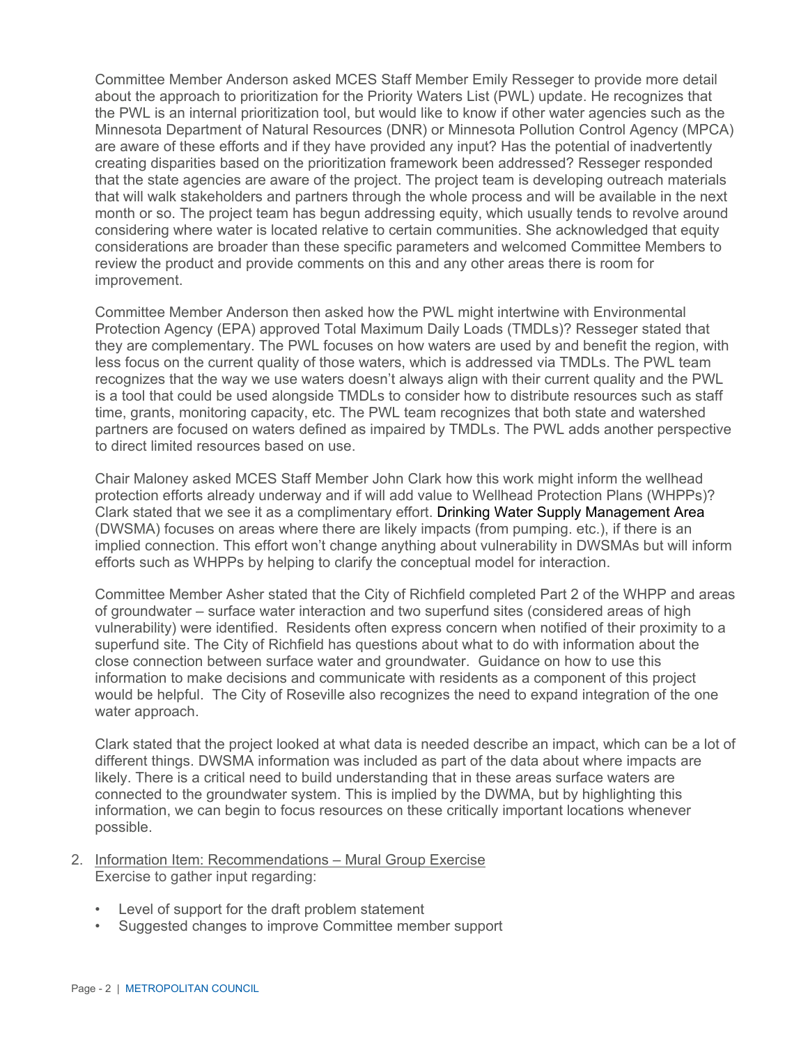Committee Member Anderson asked MCES Staff Member Emily Resseger to provide more detail about the approach to prioritization for the Priority Waters List (PWL) update. He recognizes that the PWL is an internal prioritization tool, but would like to know if other water agencies such as the Minnesota Department of Natural Resources (DNR) or Minnesota Pollution Control Agency (MPCA) are aware of these efforts and if they have provided any input? Has the potential of inadvertently creating disparities based on the prioritization framework been addressed? Resseger responded that the state agencies are aware of the project. The project team is developing outreach materials that will walk stakeholders and partners through the whole process and will be available in the next month or so. The project team has begun addressing equity, which usually tends to revolve around considering where water is located relative to certain communities. She acknowledged that equity considerations are broader than these specific parameters and welcomed Committee Members to review the product and provide comments on this and any other areas there is room for improvement.

Committee Member Anderson then asked how the PWL might intertwine with Environmental Protection Agency (EPA) approved Total Maximum Daily Loads (TMDLs)? Resseger stated that they are complementary. The PWL focuses on how waters are used by and benefit the region, with less focus on the current quality of those waters, which is addressed via TMDLs. The PWL team recognizes that the way we use waters doesn't always align with their current quality and the PWL is a tool that could be used alongside TMDLs to consider how to distribute resources such as staff time, grants, monitoring capacity, etc. The PWL team recognizes that both state and watershed partners are focused on waters defined as impaired by TMDLs. The PWL adds another perspective to direct limited resources based on use.

Chair Maloney asked MCES Staff Member John Clark how this work might inform the wellhead protection efforts already underway and if will add value to Wellhead Protection Plans (WHPPs)? Clark stated that we see it as a complimentary effort. Drinking Water Supply Management Area (DWSMA) focuses on areas where there are likely impacts (from pumping. etc.), if there is an implied connection. This effort won't change anything about vulnerability in DWSMAs but will inform efforts such as WHPPs by helping to clarify the conceptual model for interaction.

Committee Member Asher stated that the City of Richfield completed Part 2 of the WHPP and areas of groundwater – surface water interaction and two superfund sites (considered areas of high vulnerability) were identified. Residents often express concern when notified of their proximity to a superfund site. The City of Richfield has questions about what to do with information about the close connection between surface water and groundwater. Guidance on how to use this information to make decisions and communicate with residents as a component of this project would be helpful. The City of Roseville also recognizes the need to expand integration of the one water approach.

Clark stated that the project looked at what data is needed describe an impact, which can be a lot of different things. DWSMA information was included as part of the data about where impacts are likely. There is a critical need to build understanding that in these areas surface waters are connected to the groundwater system. This is implied by the DWMA, but by highlighting this information, we can begin to focus resources on these critically important locations whenever possible.

2. Information Item: Recommendations – Mural Group Exercise
   Exercise to gather input regarding:

   - Level of support for the draft problem statement
   - Suggested changes to improve Committee member support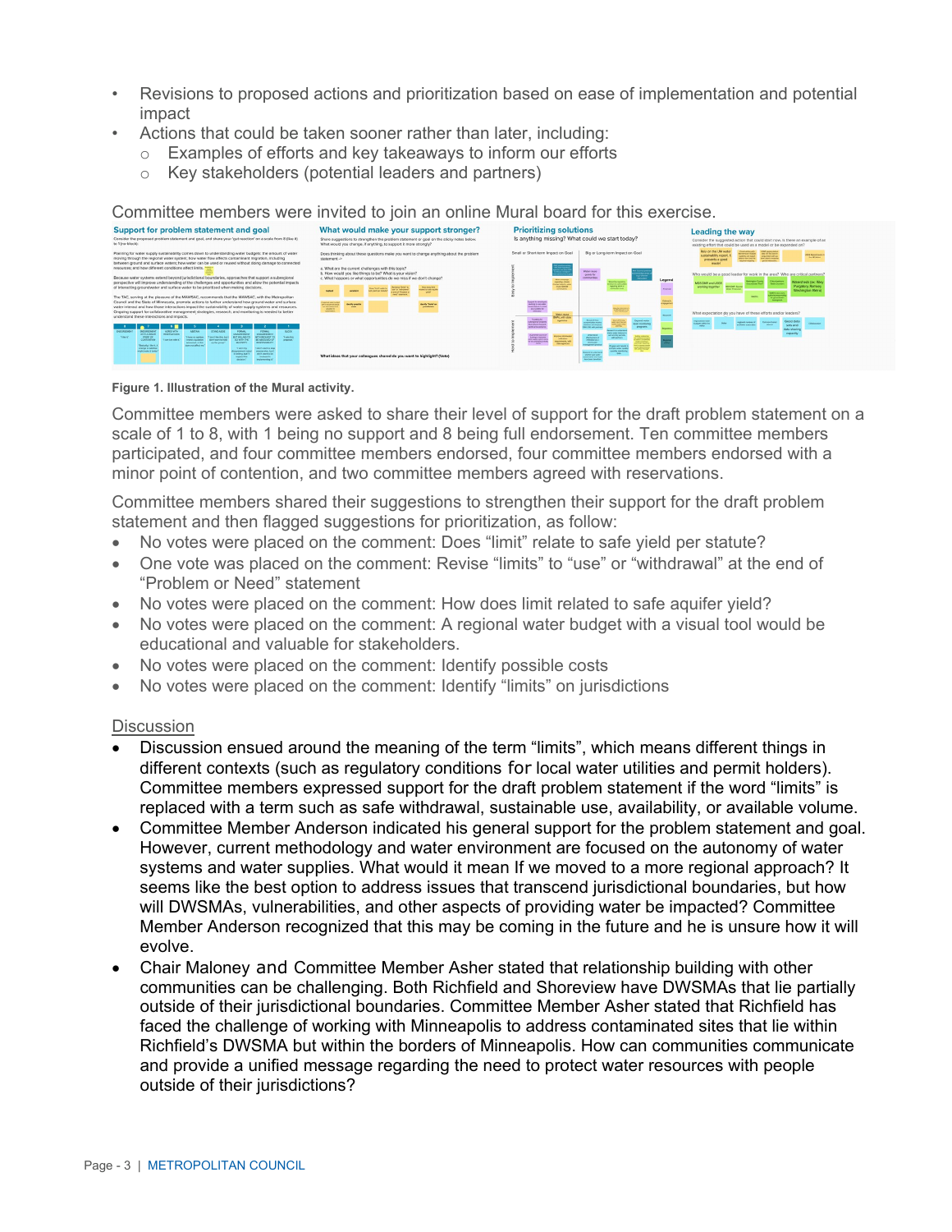- Revisions to proposed actions and prioritization based on ease of implementation and potential impact
- Actions that could be taken sooner rather than later, including:
  - Examples of efforts and key takeaways to inform our efforts
  - Key stakeholders (potential leaders and partners)

Committee members were invited to join an online Mural board for this exercise.

**Figure 1. Illustration of the Mural activity.**

Committee members were asked to share their level of support for the draft problem statement on a scale of 1 to 8, with 1 being no support and 8 being full endorsement. Ten committee members participated, and four committee members endorsed, four committee members endorsed with a minor point of contention, and two committee members agreed with reservations.

Committee members shared their suggestions to strengthen their support for the draft problem statement and then flagged suggestions for prioritization, as follow:

- No votes were placed on the comment: Does "limit" relate to safe yield per statute?
- One vote was placed on the comment: Revise "limits" to "use" or "withdrawal" at the end of "Problem or Need" statement
- No votes were placed on the comment: How does limit related to safe aquifer yield?
- No votes were placed on the comment: A regional water budget with a visual tool would be educational and valuable for stakeholders.
- No votes were placed on the comment: Identify possible costs
- No votes were placed on the comment: Identify "limits" on jurisdictions

Discussion

- Discussion ensued around the meaning of the term "limits", which means different things in different contexts (such as regulatory conditions for local water utilities and permit holders). Committee members expressed support for the draft problem statement if the word "limits" is replaced with a term such as safe withdrawal, sustainable use, availability, or available volume.
- Committee Member Anderson indicated his general support for the problem statement and goal. However, current methodology and water environment are focused on the autonomy of water systems and water supplies. What would it mean If we moved to a more regional approach? It seems like the best option to address issues that transcend jurisdictional boundaries, but how will DWSMAs, vulnerabilities, and other aspects of providing water be impacted? Committee Member Anderson recognized that this may be coming in the future and he is unsure how it will evolve.
- Chair Maloney and Committee Member Asher stated that relationship building with other communities can be challenging. Both Richfield and Shoreview have DWSMAs that lie partially outside of their jurisdictional boundaries. Committee Member Asher stated that Richfield has faced the challenge of working with Minneapolis to address contaminated sites that lie within Richfield's DWSMA but within the borders of Minneapolis. How can communities communicate and provide a unified message regarding the need to protect water resources with people outside of their jurisdictions?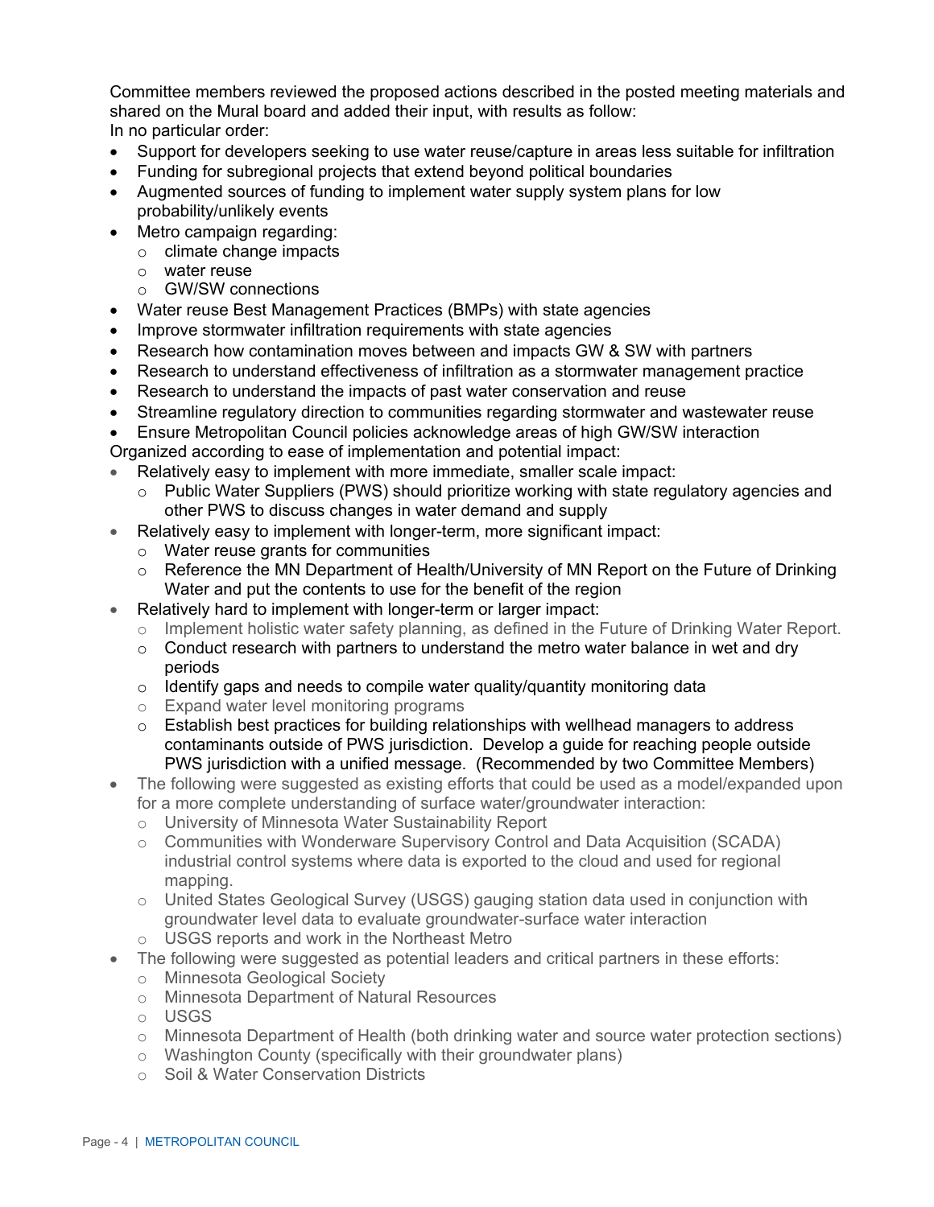Committee members reviewed the proposed actions described in the posted meeting materials and shared on the Mural board and added their input, with results as follow:
In no particular order:

- Support for developers seeking to use water reuse/capture in areas less suitable for infiltration
- Funding for subregional projects that extend beyond political boundaries
- Augmented sources of funding to implement water supply system plans for low probability/unlikely events
- Metro campaign regarding:
  - climate change impacts
  - water reuse
  - GW/SW connections
- Water reuse Best Management Practices (BMPs) with state agencies
- Improve stormwater infiltration requirements with state agencies
- Research how contamination moves between and impacts GW & SW with partners
- Research to understand effectiveness of infiltration as a stormwater management practice
- Research to understand the impacts of past water conservation and reuse
- Streamline regulatory direction to communities regarding stormwater and wastewater reuse
- Ensure Metropolitan Council policies acknowledge areas of high GW/SW interaction

Organized according to ease of implementation and potential impact:

- Relatively easy to implement with more immediate, smaller scale impact:
  - Public Water Suppliers (PWS) should prioritize working with state regulatory agencies and other PWS to discuss changes in water demand and supply
- Relatively easy to implement with longer-term, more significant impact:
  - Water reuse grants for communities
  - Reference the MN Department of Health/University of MN Report on the Future of Drinking Water and put the contents to use for the benefit of the region
- Relatively hard to implement with longer-term or larger impact:
  - Implement holistic water safety planning, as defined in the Future of Drinking Water Report.
  - Conduct research with partners to understand the metro water balance in wet and dry periods
  - Identify gaps and needs to compile water quality/quantity monitoring data
  - Expand water level monitoring programs
  - Establish best practices for building relationships with wellhead managers to address contaminants outside of PWS jurisdiction. Develop a guide for reaching people outside PWS jurisdiction with a unified message. (Recommended by two Committee Members)
- The following were suggested as existing efforts that could be used as a model/expanded upon for a more complete understanding of surface water/groundwater interaction:
  - University of Minnesota Water Sustainability Report
  - Communities with Wonderware Supervisory Control and Data Acquisition (SCADA) industrial control systems where data is exported to the cloud and used for regional mapping.
  - United States Geological Survey (USGS) gauging station data used in conjunction with groundwater level data to evaluate groundwater-surface water interaction
  - USGS reports and work in the Northeast Metro
- The following were suggested as potential leaders and critical partners in these efforts:
  - Minnesota Geological Society
  - Minnesota Department of Natural Resources
  - USGS
  - Minnesota Department of Health (both drinking water and source water protection sections)
  - Washington County (specifically with their groundwater plans)
  - Soil & Water Conservation Districts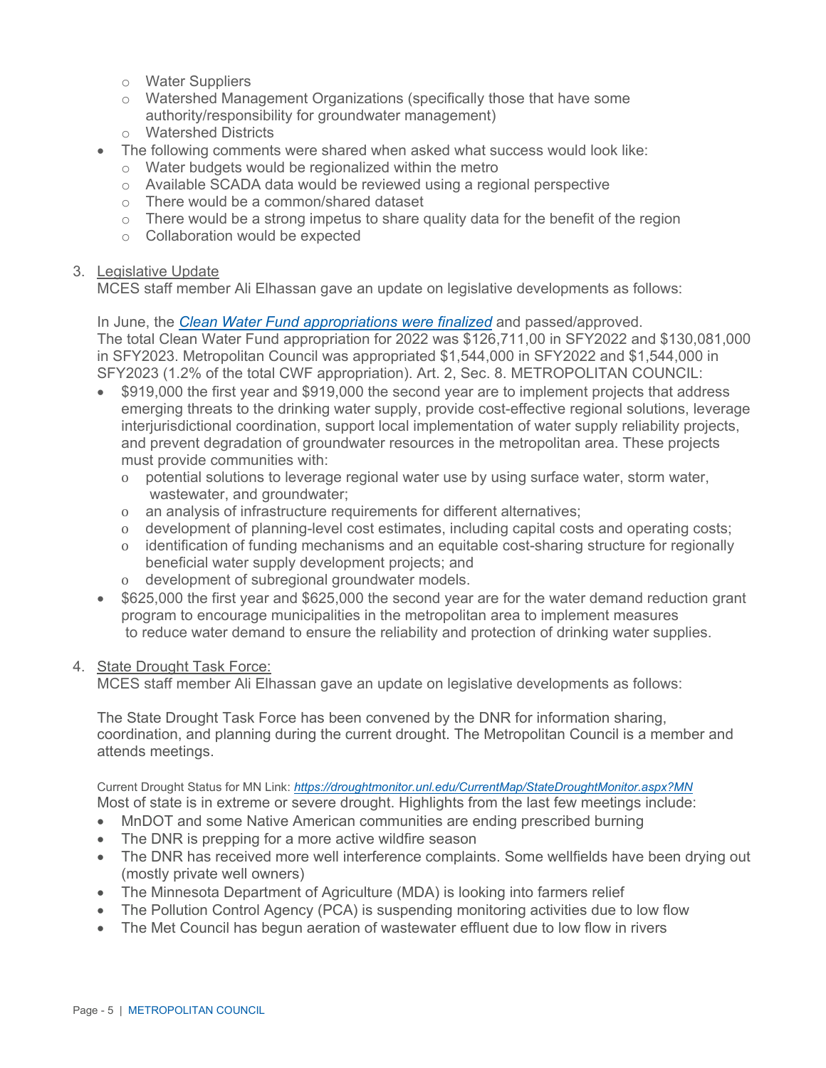- Water Suppliers
  - Watershed Management Organizations (specifically those that have some authority/responsibility for groundwater management)
  - Watershed Districts
- The following comments were shared when asked what success would look like:
  - Water budgets would be regionalized within the metro
  - Available SCADA data would be reviewed using a regional perspective
  - There would be a common/shared dataset
  - There would be a strong impetus to share quality data for the benefit of the region
  - Collaboration would be expected

3. Legislative Update

MCES staff member Ali Elhassan gave an update on legislative developments as follows:

In June, the *Clean Water Fund appropriations were finalized* and passed/approved. The total Clean Water Fund appropriation for 2022 was $126,711,00 in SFY2022 and $130,081,000 in SFY2023. Metropolitan Council was appropriated $1,544,000 in SFY2022 and $1,544,000 in SFY2023 (1.2% of the total CWF appropriation). Art. 2, Sec. 8. METROPOLITAN COUNCIL:

- $919,000 the first year and $919,000 the second year are to implement projects that address emerging threats to the drinking water supply, provide cost-effective regional solutions, leverage interjurisdictional coordination, support local implementation of water supply reliability projects, and prevent degradation of groundwater resources in the metropolitan area. These projects must provide communities with:
  - potential solutions to leverage regional water use by using surface water, storm water, wastewater, and groundwater;
  - an analysis of infrastructure requirements for different alternatives;
  - development of planning-level cost estimates, including capital costs and operating costs;
  - identification of funding mechanisms and an equitable cost-sharing structure for regionally beneficial water supply development projects; and
  - development of subregional groundwater models.
- $625,000 the first year and $625,000 the second year are for the water demand reduction grant program to encourage municipalities in the metropolitan area to implement measures to reduce water demand to ensure the reliability and protection of drinking water supplies.

4. State Drought Task Force:

MCES staff member Ali Elhassan gave an update on legislative developments as follows:

The State Drought Task Force has been convened by the DNR for information sharing, coordination, and planning during the current drought. The Metropolitan Council is a member and attends meetings.

Current Drought Status for MN Link: *https://droughtmonitor.unl.edu/CurrentMap/StateDroughtMonitor.aspx?MN*

Most of state is in extreme or severe drought. Highlights from the last few meetings include:

- MnDOT and some Native American communities are ending prescribed burning
- The DNR is prepping for a more active wildfire season
- The DNR has received more well interference complaints. Some wellfields have been drying out (mostly private well owners)
- The Minnesota Department of Agriculture (MDA) is looking into farmers relief
- The Pollution Control Agency (PCA) is suspending monitoring activities due to low flow
- The Met Council has begun aeration of wastewater effluent due to low flow in rivers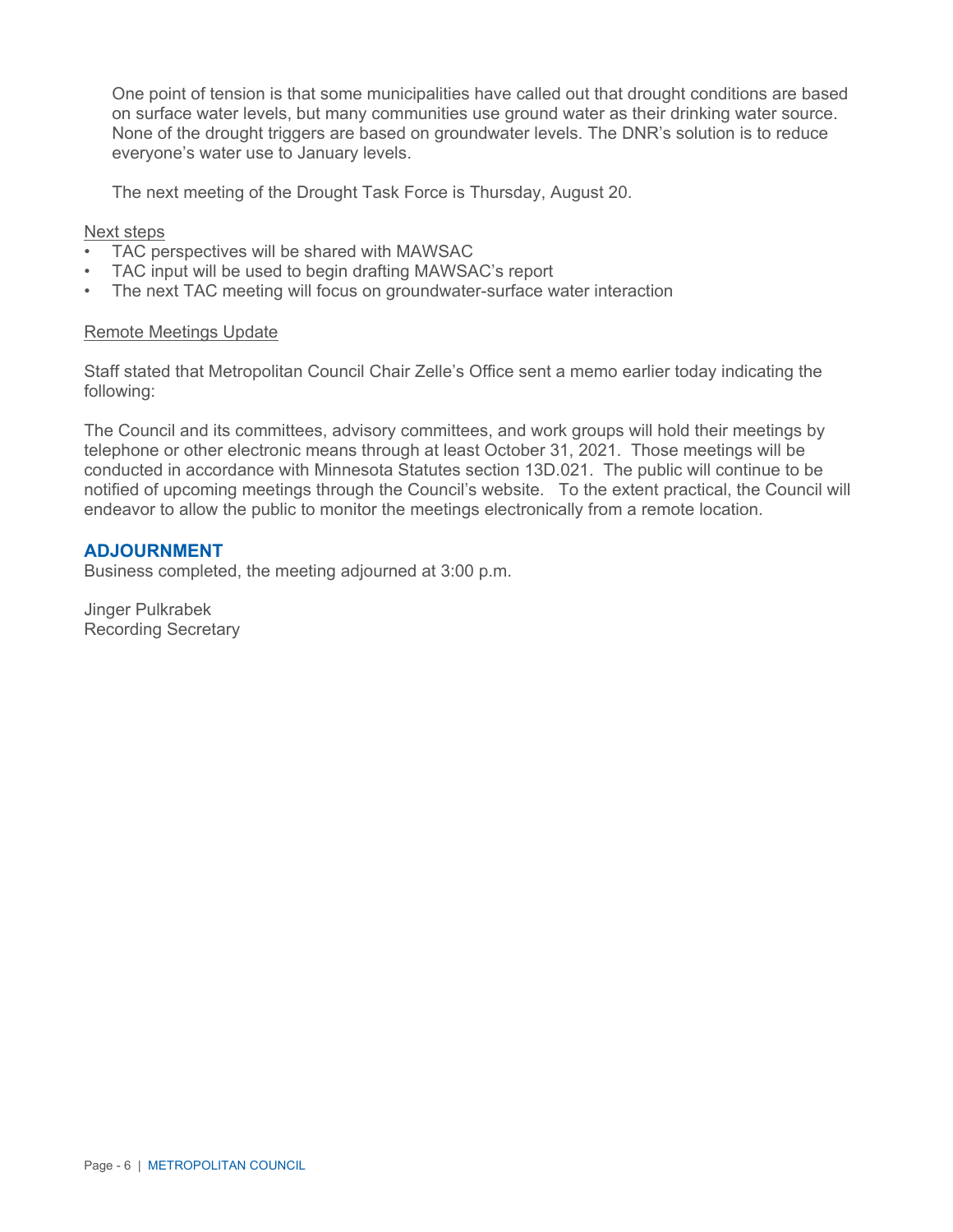One point of tension is that some municipalities have called out that drought conditions are based on surface water levels, but many communities use ground water as their drinking water source. None of the drought triggers are based on groundwater levels. The DNR's solution is to reduce everyone's water use to January levels.

The next meeting of the Drought Task Force is Thursday, August 20.

Next steps

- TAC perspectives will be shared with MAWSAC
- TAC input will be used to begin drafting MAWSAC's report
- The next TAC meeting will focus on groundwater-surface water interaction

Remote Meetings Update

Staff stated that Metropolitan Council Chair Zelle's Office sent a memo earlier today indicating the following:

The Council and its committees, advisory committees, and work groups will hold their meetings by telephone or other electronic means through at least October 31, 2021. Those meetings will be conducted in accordance with Minnesota Statutes section 13D.021. The public will continue to be notified of upcoming meetings through the Council's website. To the extent practical, the Council will endeavor to allow the public to monitor the meetings electronically from a remote location.

## ADJOURNMENT

Business completed, the meeting adjourned at 3:00 p.m.

Jinger Pulkrabek
Recording Secretary